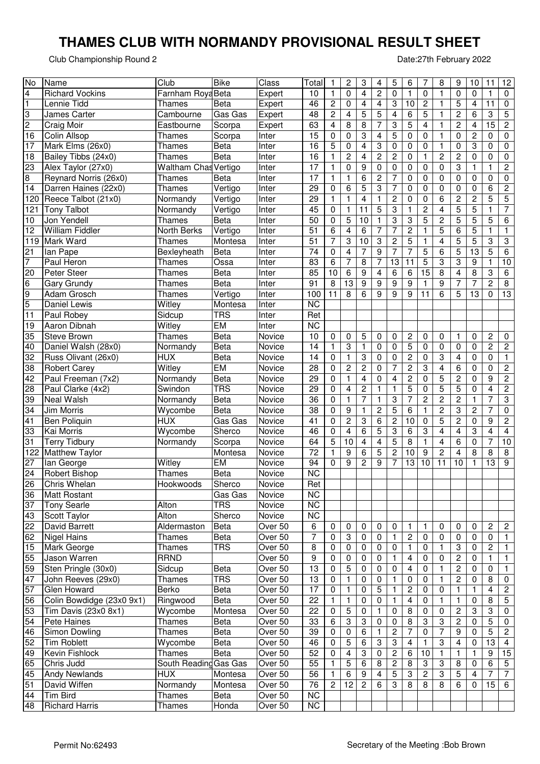# THAMES CLUB WITH NORMANDY PROVISIONAL RESULT SHEET

Club Championship Round 2

Date:27th February 2022

| No | Name | Club | Bike | Class | Total | 1 | 2 | 3 | 4 | 5 | 6 | 7 | 8 | 9 | 10 | 11 | 12 |
|---|---|---|---|---|---|---|---|---|---|---|---|---|---|---|---|---|---|
| 4 | Richard Vockins | Farnham Roya | Beta | Expert | 10 | 1 | 0 | 4 | 2 | 0 | 1 | 0 | 1 | 0 | 0 | 1 | 0 |
| 1 | Lennie Tidd | Thames | Beta | Expert | 46 | 2 | 0 | 4 | 4 | 3 | 10 | 2 | 1 | 5 | 4 | 11 | 0 |
| 3 | James Carter | Cambourne | Gas Gas | Expert | 48 | 2 | 4 | 5 | 5 | 4 | 6 | 5 | 1 | 2 | 6 | 3 | 5 |
| 2 | Craig Moir | Eastbourne | Scorpa | Expert | 63 | 4 | 8 | 8 | 7 | 3 | 5 | 4 | 1 | 2 | 4 | 15 | 2 |
| 16 | Colin Allsop | Thames | Scorpa | Inter | 15 | 0 | 0 | 3 | 4 | 5 | 0 | 0 | 1 | 0 | 2 | 0 | 0 |
| 17 | Mark Elms (26x0) | Thames | Beta | Inter | 16 | 5 | 0 | 4 | 3 | 0 | 0 | 0 | 1 | 0 | 3 | 0 | 0 |
| 18 | Bailey Tibbs (24x0) | Thames | Beta | Inter | 16 | 1 | 2 | 4 | 2 | 2 | 0 | 1 | 2 | 2 | 0 | 0 | 0 |
| 23 | Alex Taylor (27x0) | Waltham Chas | Vertigo | Inter | 17 | 1 | 0 | 9 | 0 | 0 | 0 | 0 | 0 | 3 | 1 | 1 | 2 |
| 8 | Reynard Norris (26x0) | Thames | Beta | Inter | 17 | 1 | 1 | 6 | 2 | 7 | 0 | 0 | 0 | 0 | 0 | 0 | 0 |
| 14 | Darren Haines (22x0) | Thames | Vertigo | Inter | 29 | 0 | 6 | 5 | 3 | 7 | 0 | 0 | 0 | 0 | 0 | 6 | 2 |
| 120 | Reece Talbot (21x0) | Normandy | Vertigo | Inter | 29 | 1 | 1 | 4 | 1 | 2 | 0 | 0 | 6 | 2 | 2 | 5 | 5 |
| 121 | Tony Talbot | Normandy | Vertigo | Inter | 45 | 0 | 1 | 11 | 5 | 3 | 1 | 2 | 4 | 5 | 5 | 1 | 7 |
| 10 | Jon Yendell | Thames | Beta | Inter | 50 | 0 | 5 | 10 | 1 | 3 | 3 | 5 | 2 | 5 | 5 | 5 | 6 |
| 12 | William Fiddler | North Berks | Vertigo | Inter | 51 | 6 | 4 | 6 | 7 | 7 | 2 | 1 | 5 | 6 | 5 | 1 | 1 |
| 119 | Mark Ward | Thames | Montesa | Inter | 51 | 7 | 3 | 10 | 3 | 2 | 5 | 1 | 4 | 5 | 5 | 3 | 3 |
| 21 | Ian Pape | Bexleyheath | Beta | Inter | 74 | 0 | 4 | 7 | 9 | 7 | 7 | 5 | 6 | 5 | 13 | 5 | 6 |
| 7 | Paul Heron | Thames | Ossa | Inter | 83 | 6 | 7 | 8 | 7 | 13 | 11 | 5 | 3 | 3 | 9 | 1 | 10 |
| 20 | Peter Steer | Thames | Beta | Inter | 85 | 10 | 6 | 9 | 4 | 6 | 6 | 15 | 8 | 4 | 8 | 3 | 6 |
| 6 | Gary Grundy | Thames | Beta | Inter | 91 | 8 | 13 | 9 | 9 | 9 | 9 | 1 | 9 | 7 | 7 | 2 | 8 |
| 9 | Adam Grosch | Thames | Vertigo | Inter | 100 | 11 | 8 | 6 | 9 | 9 | 9 | 11 | 6 | 5 | 13 | 0 | 13 |
| 5 | Daniel Lewis | Witley | Montesa | Inter | NC | | | | | | | | | | | | |
| 11 | Paul Robey | Sidcup | TRS | Inter | Ret | | | | | | | | | | | | |
| 19 | Aaron Dibnah | Witley | EM | Inter | NC | | | | | | | | | | | | |
| 35 | Steve Brown | Thames | Beta | Novice | 10 | 0 | 0 | 5 | 0 | 0 | 2 | 0 | 0 | 1 | 0 | 2 | 0 |
| 40 | Daniel Walsh (28x0) | Normandy | Beta | Novice | 14 | 1 | 3 | 1 | 0 | 0 | 5 | 0 | 0 | 0 | 0 | 2 | 2 |
| 32 | Russ Olivant (26x0) | HUX | Beta | Novice | 14 | 0 | 1 | 3 | 0 | 0 | 2 | 0 | 3 | 4 | 0 | 0 | 1 |
| 38 | Robert Carey | Witley | EM | Novice | 28 | 0 | 2 | 2 | 0 | 7 | 2 | 3 | 4 | 6 | 0 | 0 | 2 |
| 42 | Paul Freeman (7x2) | Normandy | Beta | Novice | 29 | 0 | 1 | 4 | 0 | 4 | 2 | 0 | 5 | 2 | 0 | 9 | 2 |
| 28 | Paul Clarke (4x2) | Swindon | TRS | Novice | 29 | 0 | 4 | 2 | 1 | 1 | 5 | 0 | 5 | 5 | 0 | 4 | 2 |
| 39 | Neal Walsh | Normandy | Beta | Novice | 36 | 0 | 1 | 7 | 1 | 3 | 7 | 2 | 2 | 2 | 1 | 7 | 3 |
| 34 | Jim Morris | Wycombe | Beta | Novice | 38 | 0 | 9 | 1 | 2 | 5 | 6 | 1 | 2 | 3 | 2 | 7 | 0 |
| 41 | Ben Poliquin | HUX | Gas Gas | Novice | 41 | 0 | 2 | 3 | 6 | 2 | 10 | 0 | 5 | 2 | 0 | 9 | 2 |
| 33 | Kai Morris | Wycombe | Sherco | Novice | 46 | 0 | 4 | 6 | 5 | 3 | 6 | 3 | 4 | 4 | 3 | 4 | 4 |
| 31 | Terry Tidbury | Normandy | Scorpa | Novice | 64 | 5 | 10 | 4 | 4 | 5 | 8 | 1 | 4 | 6 | 0 | 7 | 10 |
| 122 | Matthew Taylor | | Montesa | Novice | 72 | 1 | 9 | 6 | 5 | 2 | 10 | 9 | 2 | 4 | 8 | 8 | 8 |
| 27 | Ian George | Witley | EM | Novice | 94 | 0 | 9 | 2 | 9 | 7 | 13 | 10 | 11 | 10 | 1 | 13 | 9 |
| 24 | Robert Bishop | Thames | Beta | Novice | NC | | | | | | | | | | | | |
| 26 | Chris Whelan | Hookwoods | Sherco | Novice | Ret | | | | | | | | | | | | |
| 36 | Matt Rostant | | Gas Gas | Novice | NC | | | | | | | | | | | | |
| 37 | Tony Searle | Alton | TRS | Novice | NC | | | | | | | | | | | | |
| 43 | Scott Taylor | Alton | Sherco | Novice | NC | | | | | | | | | | | | |
| 22 | David Barrett | Aldermaston | Beta | Over 50 | 6 | 0 | 0 | 0 | 0 | 0 | 1 | 1 | 0 | 0 | 0 | 2 | 2 |
| 62 | Nigel Hains | Thames | Beta | Over 50 | 7 | 0 | 3 | 0 | 0 | 1 | 2 | 0 | 0 | 0 | 0 | 0 | 1 |
| 15 | Mark George | Thames | TRS | Over 50 | 8 | 0 | 0 | 0 | 0 | 0 | 1 | 0 | 1 | 3 | 0 | 2 | 1 |
| 55 | Jason Warren | RRND | | Over 50 | 9 | 0 | 0 | 0 | 0 | 1 | 4 | 0 | 0 | 2 | 0 | 1 | 1 |
| 59 | Sten Pringle (30x0) | Sidcup | Beta | Over 50 | 13 | 0 | 5 | 0 | 0 | 0 | 4 | 0 | 1 | 2 | 0 | 0 | 1 |
| 47 | John Reeves (29x0) | Thames | TRS | Over 50 | 13 | 0 | 1 | 0 | 0 | 1 | 0 | 0 | 1 | 2 | 0 | 8 | 0 |
| 57 | Glen Howard | Berko | Beta | Over 50 | 17 | 0 | 1 | 0 | 5 | 1 | 2 | 0 | 0 | 1 | 1 | 4 | 2 |
| 56 | Colin Bowdidge (23x0 9x1) | Ringwood | Beta | Over 50 | 22 | 1 | 1 | 0 | 0 | 1 | 4 | 0 | 1 | 1 | 0 | 8 | 5 |
| 53 | Tim Davis (23x0 8x1) | Wycombe | Montesa | Over 50 | 22 | 0 | 5 | 0 | 1 | 0 | 8 | 0 | 0 | 2 | 3 | 3 | 0 |
| 54 | Pete Haines | Thames | Beta | Over 50 | 33 | 6 | 3 | 3 | 0 | 0 | 8 | 3 | 3 | 2 | 0 | 5 | 0 |
| 46 | Simon Dowling | Thames | Beta | Over 50 | 39 | 0 | 0 | 6 | 1 | 2 | 7 | 0 | 7 | 9 | 0 | 5 | 2 |
| 52 | Tim Roblett | Wycombe | Beta | Over 50 | 46 | 0 | 5 | 6 | 3 | 3 | 4 | 1 | 3 | 4 | 0 | 13 | 4 |
| 49 | Kevin Fishlock | Thames | Beta | Over 50 | 52 | 0 | 4 | 3 | 0 | 2 | 6 | 10 | 1 | 1 | 1 | 9 | 15 |
| 65 | Chris Judd | South Reading | Gas Gas | Over 50 | 55 | 1 | 5 | 6 | 8 | 2 | 8 | 3 | 3 | 8 | 0 | 6 | 5 |
| 45 | Andy Newlands | HUX | Montesa | Over 50 | 56 | 1 | 6 | 9 | 4 | 5 | 3 | 2 | 3 | 5 | 4 | 7 | 7 |
| 51 | David Wiffen | Normandy | Montesa | Over 50 | 76 | 2 | 12 | 2 | 6 | 3 | 8 | 8 | 8 | 6 | 0 | 15 | 6 |
| 44 | Tim Bird | Thames | Beta | Over 50 | NC | | | | | | | | | | | | |
| 48 | Richard Harris | Thames | Honda | Over 50 | NC | | | | | | | | | | | | |

Permit No:62493

Secretary of the Meeting :Bob Brown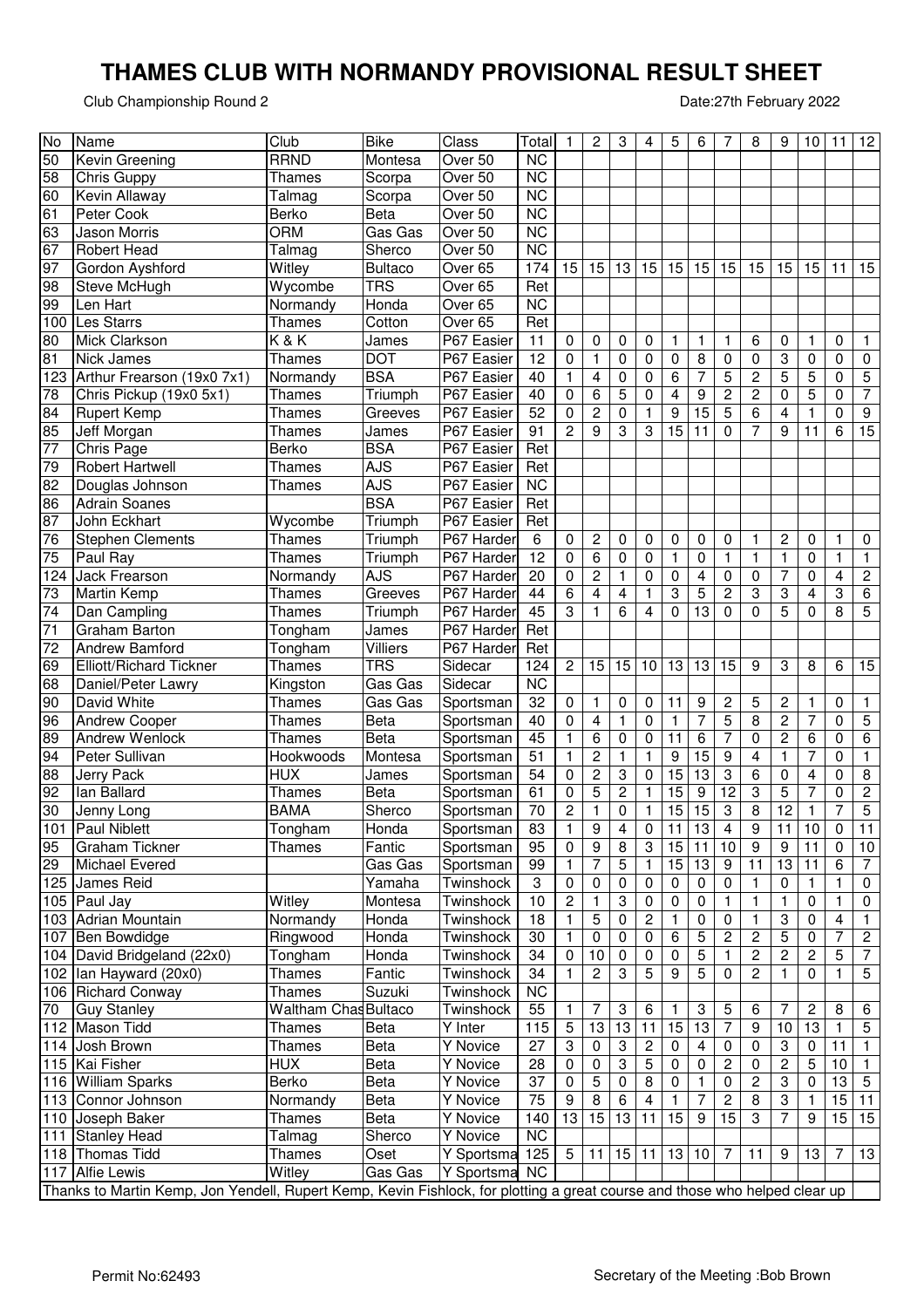# THAMES CLUB WITH NORMANDY PROVISIONAL RESULT SHEET

Club Championship Round 2

Date:27th February 2022

| No | Name | Club | Bike | Class | Total | 1 | 2 | 3 | 4 | 5 | 6 | 7 | 8 | 9 | 10 | 11 | 12 |
|---|---|---|---|---|---|---|---|---|---|---|---|---|---|---|---|---|---|
| 50 | Kevin Greening | RRND | Montesa | Over 50 | NC | | | | | | | | | | | | |
| 58 | Chris Guppy | Thames | Scorpa | Over 50 | NC | | | | | | | | | | | | |
| 60 | Kevin Allaway | Talmag | Scorpa | Over 50 | NC | | | | | | | | | | | | |
| 61 | Peter Cook | Berko | Beta | Over 50 | NC | | | | | | | | | | | | |
| 63 | Jason Morris | ORM | Gas Gas | Over 50 | NC | | | | | | | | | | | | |
| 67 | Robert Head | Talmag | Sherco | Over 50 | NC | | | | | | | | | | | | |
| 97 | Gordon Ayshford | Witley | Bultaco | Over 65 | 174 | 15 | 15 | 13 | 15 | 15 | 15 | 15 | 15 | 15 | 15 | 11 | 15 |
| 98 | Steve McHugh | Wycombe | TRS | Over 65 | Ret | | | | | | | | | | | | |
| 99 | Len Hart | Normandy | Honda | Over 65 | NC | | | | | | | | | | | | |
| 100 | Les Starrs | Thames | Cotton | Over 65 | Ret | | | | | | | | | | | | |
| 80 | Mick Clarkson | K & K | James | P67 Easier | 11 | 0 | 0 | 0 | 0 | 1 | 1 | 1 | 6 | 0 | 1 | 0 | 1 |
| 81 | Nick James | Thames | DOT | P67 Easier | 12 | 0 | 1 | 0 | 0 | 0 | 8 | 0 | 0 | 3 | 0 | 0 | 0 |
| 123 | Arthur Frearson (19x0 7x1) | Normandy | BSA | P67 Easier | 40 | 1 | 4 | 0 | 0 | 6 | 7 | 5 | 2 | 5 | 5 | 0 | 5 |
| 78 | Chris Pickup (19x0 5x1) | Thames | Triumph | P67 Easier | 40 | 0 | 6 | 5 | 0 | 4 | 9 | 2 | 2 | 0 | 5 | 0 | 7 |
| 84 | Rupert Kemp | Thames | Greeves | P67 Easier | 52 | 0 | 2 | 0 | 1 | 9 | 15 | 5 | 6 | 4 | 1 | 0 | 9 |
| 85 | Jeff Morgan | Thames | James | P67 Easier | 91 | 2 | 9 | 3 | 3 | 15 | 11 | 0 | 7 | 9 | 11 | 6 | 15 |
| 77 | Chris Page | Berko | BSA | P67 Easier | Ret | | | | | | | | | | | | |
| 79 | Robert Hartwell | Thames | AJS | P67 Easier | Ret | | | | | | | | | | | | |
| 82 | Douglas Johnson | Thames | AJS | P67 Easier | NC | | | | | | | | | | | | |
| 86 | Adrain Soanes | | BSA | P67 Easier | Ret | | | | | | | | | | | | |
| 87 | John Eckhart | Wycombe | Triumph | P67 Easier | Ret | | | | | | | | | | | | |
| 76 | Stephen Clements | Thames | Triumph | P67 Harder | 6 | 0 | 2 | 0 | 0 | 0 | 0 | 0 | 1 | 2 | 0 | 1 | 0 |
| 75 | Paul Ray | Thames | Triumph | P67 Harder | 12 | 0 | 6 | 0 | 0 | 1 | 0 | 1 | 1 | 1 | 0 | 1 | 1 |
| 124 | Jack Frearson | Normandy | AJS | P67 Harder | 20 | 0 | 2 | 1 | 0 | 0 | 4 | 0 | 0 | 7 | 0 | 4 | 2 |
| 73 | Martin Kemp | Thames | Greeves | P67 Harder | 44 | 6 | 4 | 4 | 1 | 3 | 5 | 2 | 3 | 3 | 4 | 3 | 6 |
| 74 | Dan Campling | Thames | Triumph | P67 Harder | 45 | 3 | 1 | 6 | 4 | 0 | 13 | 0 | 0 | 5 | 0 | 8 | 5 |
| 71 | Graham Barton | Tongham | James | P67 Harder | Ret | | | | | | | | | | | | |
| 72 | Andrew Bamford | Tongham | Villiers | P67 Harder | Ret | | | | | | | | | | | | |
| 69 | Elliott/Richard Tickner | Thames | TRS | Sidecar | 124 | 2 | 15 | 15 | 10 | 13 | 13 | 15 | 9 | 3 | 8 | 6 | 15 |
| 68 | Daniel/Peter Lawry | Kingston | Gas Gas | Sidecar | NC | | | | | | | | | | | | |
| 90 | David White | Thames | Gas Gas | Sportsman | 32 | 0 | 1 | 0 | 0 | 11 | 9 | 2 | 5 | 2 | 1 | 0 | 1 |
| 96 | Andrew Cooper | Thames | Beta | Sportsman | 40 | 0 | 4 | 1 | 0 | 1 | 7 | 5 | 8 | 2 | 7 | 0 | 5 |
| 89 | Andrew Wenlock | Thames | Beta | Sportsman | 45 | 1 | 6 | 0 | 0 | 11 | 6 | 7 | 0 | 2 | 6 | 0 | 6 |
| 94 | Peter Sullivan | Hookwoods | Montesa | Sportsman | 51 | 1 | 2 | 1 | 1 | 9 | 15 | 9 | 4 | 1 | 7 | 0 | 1 |
| 88 | Jerry Pack | HUX | James | Sportsman | 54 | 0 | 2 | 3 | 0 | 15 | 13 | 3 | 6 | 0 | 4 | 0 | 8 |
| 92 | Ian Ballard | Thames | Beta | Sportsman | 61 | 0 | 5 | 2 | 1 | 15 | 9 | 12 | 3 | 5 | 7 | 0 | 2 |
| 30 | Jenny Long | BAMA | Sherco | Sportsman | 70 | 2 | 1 | 0 | 1 | 15 | 15 | 3 | 8 | 12 | 1 | 7 | 5 |
| 101 | Paul Niblett | Tongham | Honda | Sportsman | 83 | 1 | 9 | 4 | 0 | 11 | 13 | 4 | 9 | 11 | 10 | 0 | 11 |
| 95 | Graham Tickner | Thames | Fantic | Sportsman | 95 | 0 | 9 | 8 | 3 | 15 | 11 | 10 | 9 | 9 | 11 | 0 | 10 |
| 29 | Michael Evered | | Gas Gas | Sportsman | 99 | 1 | 7 | 5 | 1 | 15 | 13 | 9 | 11 | 13 | 11 | 6 | 7 |
| 125 | James Reid | | Yamaha | Twinshock | 3 | 0 | 0 | 0 | 0 | 0 | 0 | 0 | 1 | 0 | 1 | 1 | 0 |
| 105 | Paul Jay | Witley | Montesa | Twinshock | 10 | 2 | 1 | 3 | 0 | 0 | 0 | 1 | 1 | 1 | 0 | 1 | 0 |
| 103 | Adrian Mountain | Normandy | Honda | Twinshock | 18 | 1 | 5 | 0 | 2 | 1 | 0 | 0 | 1 | 3 | 0 | 4 | 1 |
| 107 | Ben Bowdidge | Ringwood | Honda | Twinshock | 30 | 1 | 0 | 0 | 0 | 6 | 5 | 2 | 2 | 5 | 0 | 7 | 2 |
| 104 | David Bridgeland (22x0) | Tongham | Honda | Twinshock | 34 | 0 | 10 | 0 | 0 | 0 | 5 | 1 | 2 | 2 | 2 | 5 | 7 |
| 102 | Ian Hayward (20x0) | Thames | Fantic | Twinshock | 34 | 1 | 2 | 3 | 5 | 9 | 5 | 0 | 2 | 1 | 0 | 1 | 5 |
| 106 | Richard Conway | Thames | Suzuki | Twinshock | NC | | | | | | | | | | | | |
| 70 | Guy Stanley | Waltham Chas | Bultaco | Twinshock | 55 | 1 | 7 | 3 | 6 | 1 | 3 | 5 | 6 | 7 | 2 | 8 | 6 |
| 112 | Mason Tidd | Thames | Beta | Y Inter | 115 | 5 | 13 | 13 | 11 | 15 | 13 | 7 | 9 | 10 | 13 | 1 | 5 |
| 114 | Josh Brown | Thames | Beta | Y Novice | 27 | 3 | 0 | 3 | 2 | 0 | 4 | 0 | 0 | 3 | 0 | 11 | 1 |
| 115 | Kai Fisher | HUX | Beta | Y Novice | 28 | 0 | 0 | 3 | 5 | 0 | 0 | 2 | 0 | 2 | 5 | 10 | 1 |
| 116 | William Sparks | Berko | Beta | Y Novice | 37 | 0 | 5 | 0 | 8 | 0 | 1 | 0 | 2 | 3 | 0 | 13 | 5 |
| 113 | Connor Johnson | Normandy | Beta | Y Novice | 75 | 9 | 8 | 6 | 4 | 1 | 7 | 2 | 8 | 3 | 1 | 15 | 11 |
| 110 | Joseph Baker | Thames | Beta | Y Novice | 140 | 13 | 15 | 13 | 11 | 15 | 9 | 15 | 3 | 7 | 9 | 15 | 15 |
| 111 | Stanley Head | Talmag | Sherco | Y Novice | NC | | | | | | | | | | | | |
| 118 | Thomas Tidd | Thames | Oset | Y Sportsma | 125 | 5 | 11 | 15 | 11 | 13 | 10 | 7 | 11 | 9 | 13 | 7 | 13 |
| 117 | Alfie Lewis | Witley | Gas Gas | Y Sportsma | NC | | | | | | | | | | | | |

Thanks to Martin Kemp, Jon Yendell, Rupert Kemp, Kevin Fishlock, for plotting a great course and those who helped clear up

Permit No:62493

Secretary of the Meeting :Bob Brown